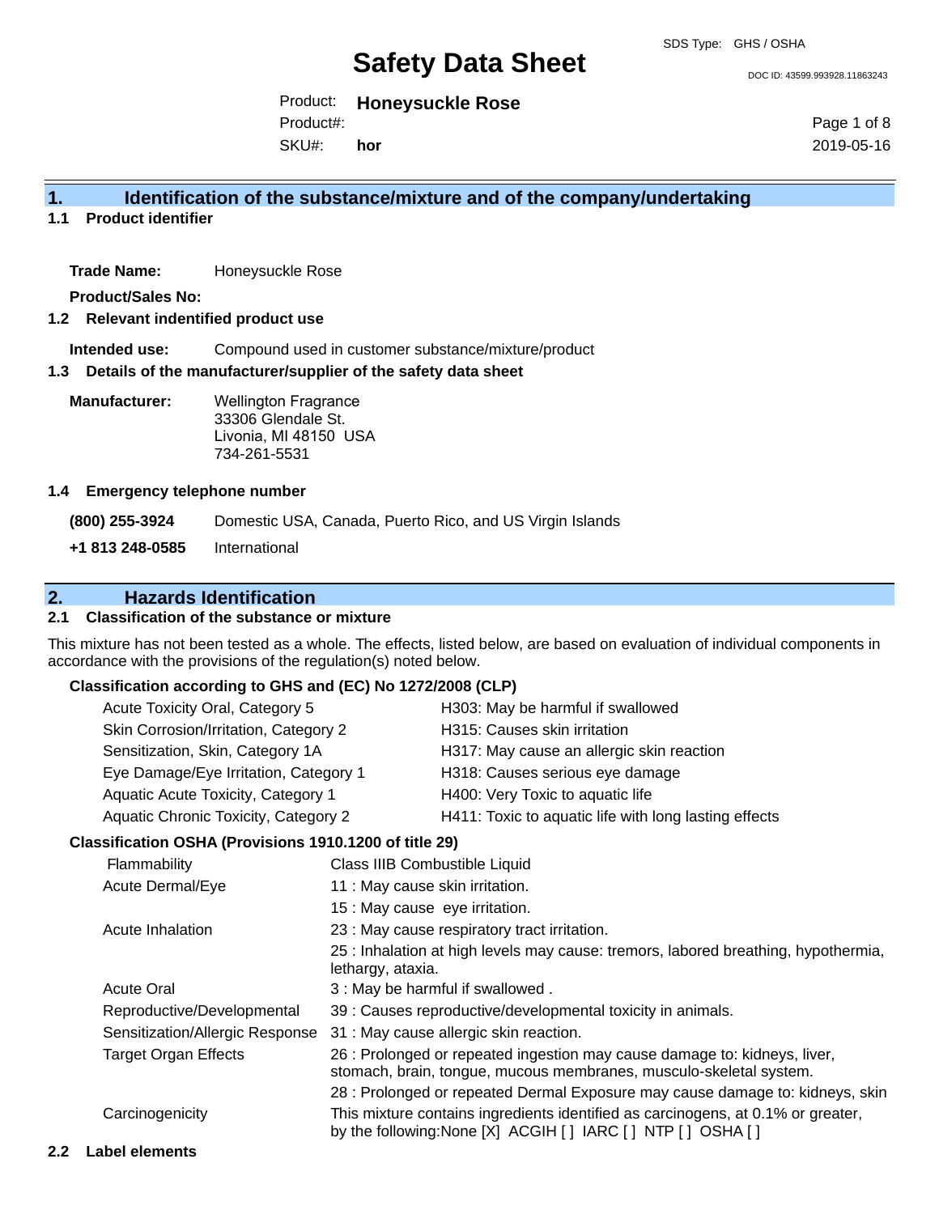SDS Type: GHS / OSHA

# Safety Data Sheet

DOC ID: 43599.993928.11863243

Product: **Honeysuckle Rose**
Product#:
SKU#: **hor**

2019-05-16

## 1. Identification of the substance/mixture and of the company/undertaking

### 1.1 Product identifier

**Trade Name:** Honeysuckle Rose

**Product/Sales No:**

### 1.2 Relevant indentified product use

**Intended use:** Compound used in customer substance/mixture/product

### 1.3 Details of the manufacturer/supplier of the safety data sheet

**Manufacturer:** Wellington Fragrance
33306 Glendale St.
Livonia, MI 48150 USA
734-261-5531

### 1.4 Emergency telephone number

**(800) 255-3924** Domestic USA, Canada, Puerto Rico, and US Virgin Islands

**+1 813 248-0585** International

## 2. Hazards Identification

### 2.1 Classification of the substance or mixture

This mixture has not been tested as a whole. The effects, listed below, are based on evaluation of individual components in accordance with the provisions of the regulation(s) noted below.

**Classification according to GHS and (EC) No 1272/2008 (CLP)**

| | |
|---|---|
| Acute Toxicity Oral, Category 5 | H303: May be harmful if swallowed |
| Skin Corrosion/Irritation, Category 2 | H315: Causes skin irritation |
| Sensitization, Skin, Category 1A | H317: May cause an allergic skin reaction |
| Eye Damage/Eye Irritation, Category 1 | H318: Causes serious eye damage |
| Aquatic Acute Toxicity, Category 1 | H400: Very Toxic to aquatic life |
| Aquatic Chronic Toxicity, Category 2 | H411: Toxic to aquatic life with long lasting effects |

**Classification OSHA (Provisions 1910.1200 of title 29)**

| | |
|---|---|
| Flammability | Class IIIB Combustible Liquid |
| Acute Dermal/Eye | 11 : May cause skin irritation. |
| | 15 : May cause eye irritation. |
| Acute Inhalation | 23 : May cause respiratory tract irritation. |
| | 25 : Inhalation at high levels may cause: tremors, labored breathing, hypothermia, lethargy, ataxia. |
| Acute Oral | 3 : May be harmful if swallowed . |
| Reproductive/Developmental | 39 : Causes reproductive/developmental toxicity in animals. |
| Sensitization/Allergic Response | 31 : May cause allergic skin reaction. |
| Target Organ Effects | 26 : Prolonged or repeated ingestion may cause damage to: kidneys, liver, stomach, brain, tongue, mucous membranes, musculo-skeletal system. |
| | 28 : Prolonged or repeated Dermal Exposure may cause damage to: kidneys, skin |
| Carcinogenicity | This mixture contains ingredients identified as carcinogens, at 0.1% or greater, by the following:None [X] ACGIH [ ] IARC [ ] NTP [ ] OSHA [ ] |

### 2.2 Label elements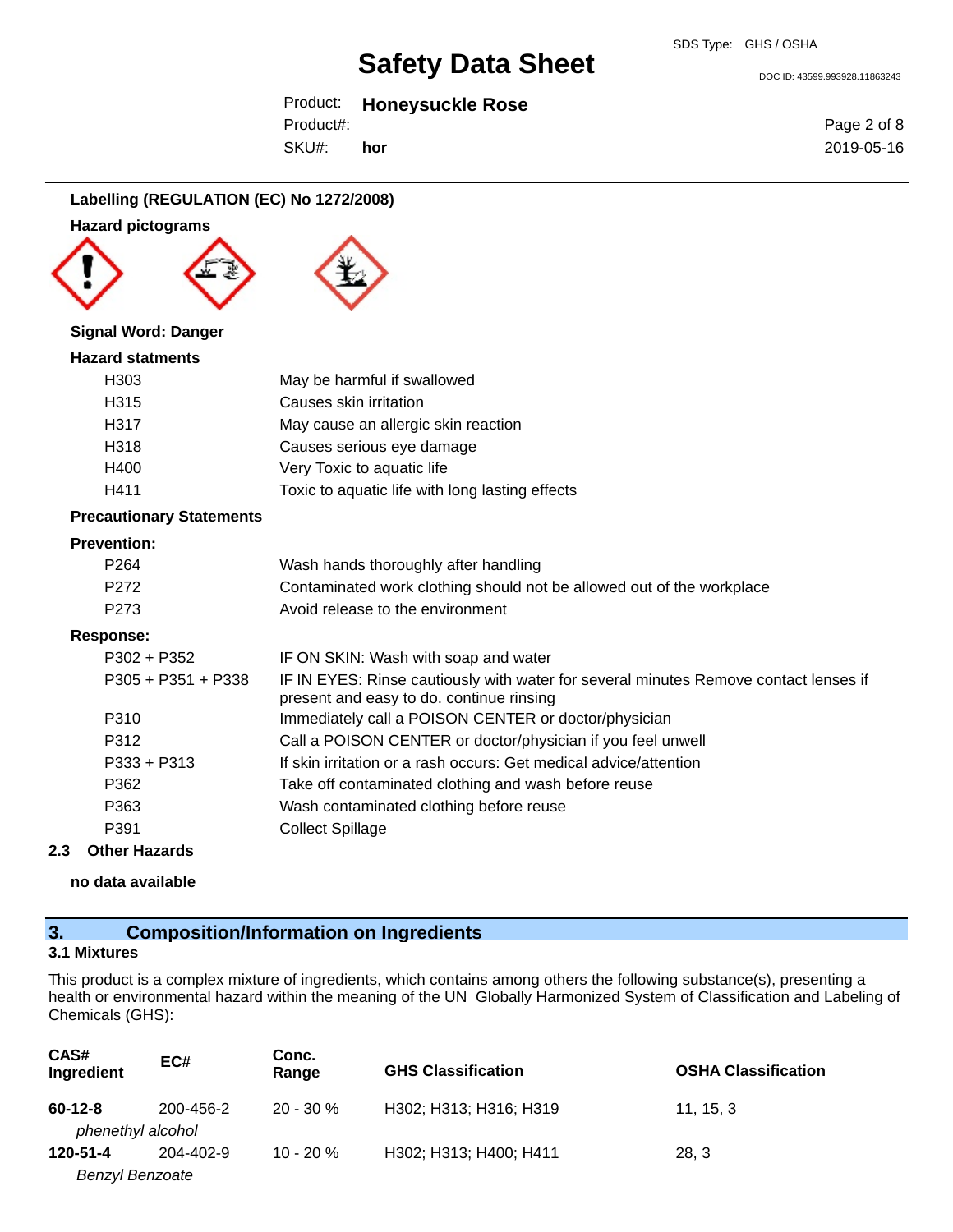**Labelling (REGULATION (EC) No 1272/2008)**

**Hazard pictograms**

**Signal Word: Danger**

**Hazard statments**

| | |
|---|---|
| H303 | May be harmful if swallowed |
| H315 | Causes skin irritation |
| H317 | May cause an allergic skin reaction |
| H318 | Causes serious eye damage |
| H400 | Very Toxic to aquatic life |
| H411 | Toxic to aquatic life with long lasting effects |

**Precautionary Statements**

**Prevention:**

| | |
|---|---|
| P264 | Wash hands thoroughly after handling |
| P272 | Contaminated work clothing should not be allowed out of the workplace |
| P273 | Avoid release to the environment |

**Response:**

| | |
|---|---|
| P302 + P352 | IF ON SKIN: Wash with soap and water |
| P305 + P351 + P338 | IF IN EYES: Rinse cautiously with water for several minutes Remove contact lenses if present and easy to do. continue rinsing |
| P310 | Immediately call a POISON CENTER or doctor/physician |
| P312 | Call a POISON CENTER or doctor/physician if you feel unwell |
| P333 + P313 | If skin irritation or a rash occurs: Get medical advice/attention |
| P362 | Take off contaminated clothing and wash before reuse |
| P363 | Wash contaminated clothing before reuse |
| P391 | Collect Spillage |

**2.3 Other Hazards**

**no data available**

## 3. Composition/Information on Ingredients

**3.1 Mixtures**

This product is a complex mixture of ingredients, which contains among others the following substance(s), presenting a health or environmental hazard within the meaning of the UN Globally Harmonized System of Classification and Labeling of Chemicals (GHS):

| CAS# Ingredient | EC# | Conc. Range | GHS Classification | OSHA Classification |
|---|---|---|---|---|
| **60-12-8** *phenethyl alcohol* | 200-456-2 | 20 - 30 % | H302; H313; H316; H319 | 11, 15, 3 |
| **120-51-4** *Benzyl Benzoate* | 204-402-9 | 10 - 20 % | H302; H313; H400; H411 | 28, 3 |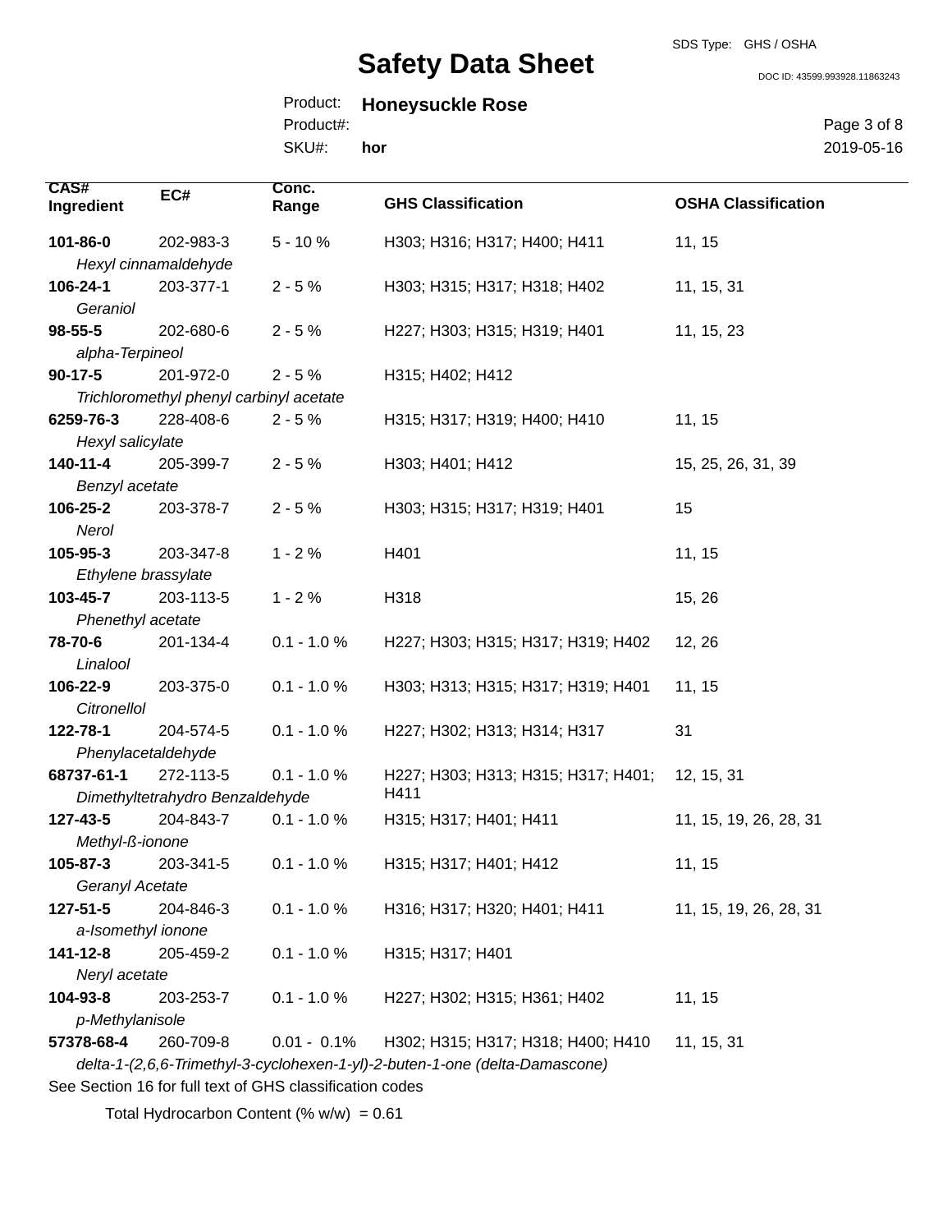| CAS# Ingredient | EC# | Conc. Range | GHS Classification | OSHA Classification |
|---|---|---|---|---|
| **101-86-0** *Hexyl cinnamaldehyde* | 202-983-3 | 5 - 10 % | H303; H316; H317; H400; H411 | 11, 15 |
| **106-24-1** *Geraniol* | 203-377-1 | 2 - 5 % | H303; H315; H317; H318; H402 | 11, 15, 31 |
| **98-55-5** *alpha-Terpineol* | 202-680-6 | 2 - 5 % | H227; H303; H315; H319; H401 | 11, 15, 23 |
| **90-17-5** *Trichloromethyl phenyl carbinyl acetate* | 201-972-0 | 2 - 5 % | H315; H402; H412 | |
| **6259-76-3** *Hexyl salicylate* | 228-408-6 | 2 - 5 % | H315; H317; H319; H400; H410 | 11, 15 |
| **140-11-4** *Benzyl acetate* | 205-399-7 | 2 - 5 % | H303; H401; H412 | 15, 25, 26, 31, 39 |
| **106-25-2** *Nerol* | 203-378-7 | 2 - 5 % | H303; H315; H317; H319; H401 | 15 |
| **105-95-3** *Ethylene brassylate* | 203-347-8 | 1 - 2 % | H401 | 11, 15 |
| **103-45-7** *Phenethyl acetate* | 203-113-5 | 1 - 2 % | H318 | 15, 26 |
| **78-70-6** *Linalool* | 201-134-4 | 0.1 - 1.0 % | H227; H303; H315; H317; H319; H402 | 12, 26 |
| **106-22-9** *Citronellol* | 203-375-0 | 0.1 - 1.0 % | H303; H313; H315; H317; H319; H401 | 11, 15 |
| **122-78-1** *Phenylacetaldehyde* | 204-574-5 | 0.1 - 1.0 % | H227; H302; H313; H314; H317 | 31 |
| **68737-61-1** *Dimethyltetrahydro Benzaldehyde* | 272-113-5 | 0.1 - 1.0 % | H227; H303; H313; H315; H317; H401; H411 | 12, 15, 31 |
| **127-43-5** *Methyl-ß-ionone* | 204-843-7 | 0.1 - 1.0 % | H315; H317; H401; H411 | 11, 15, 19, 26, 28, 31 |
| **105-87-3** *Geranyl Acetate* | 203-341-5 | 0.1 - 1.0 % | H315; H317; H401; H412 | 11, 15 |
| **127-51-5** *a-Isomethyl ionone* | 204-846-3 | 0.1 - 1.0 % | H316; H317; H320; H401; H411 | 11, 15, 19, 26, 28, 31 |
| **141-12-8** *Neryl acetate* | 205-459-2 | 0.1 - 1.0 % | H315; H317; H401 | |
| **104-93-8** *p-Methylanisole* | 203-253-7 | 0.1 - 1.0 % | H227; H302; H315; H361; H402 | 11, 15 |
| **57378-68-4** *delta-1-(2,6,6-Trimethyl-3-cyclohexen-1-yl)-2-buten-1-one (delta-Damascone)* | 260-709-8 | 0.01 - 0.1% | H302; H315; H317; H318; H400; H410 | 11, 15, 31 |

See Section 16 for full text of GHS classification codes

Total Hydrocarbon Content (% w/w) = 0.61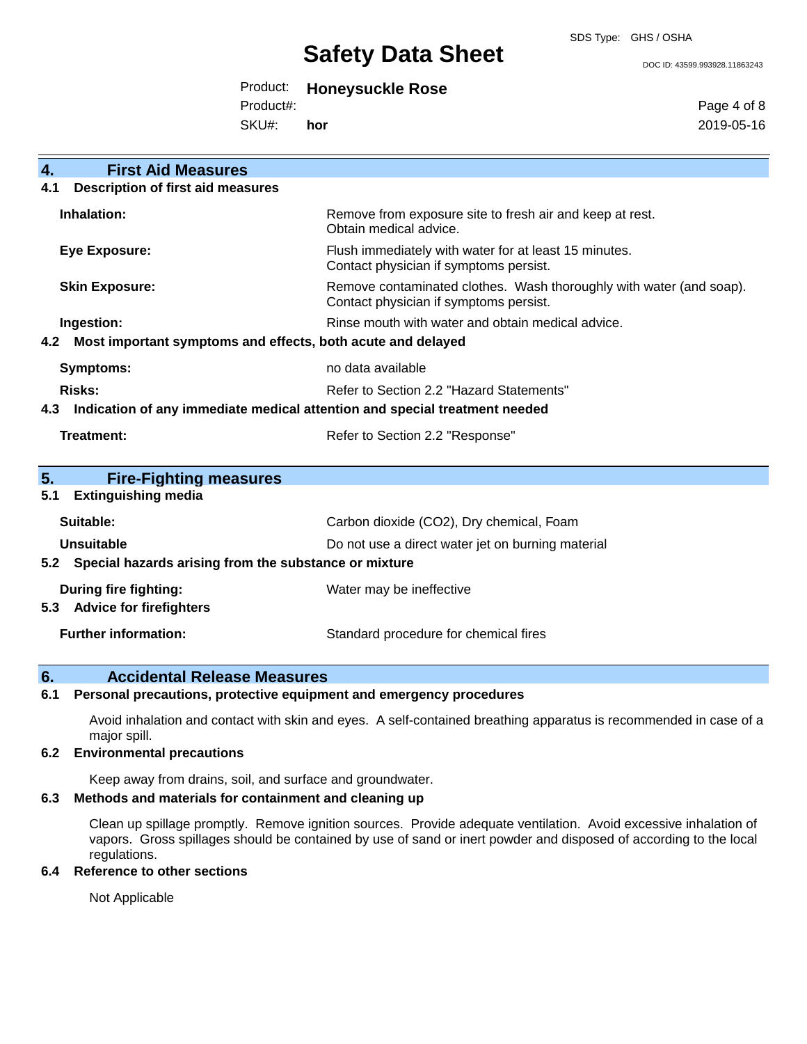## 4. First Aid Measures

### 4.1 Description of first aid measures

| | |
|---|---|
| **Inhalation:** | Remove from exposure site to fresh air and keep at rest. Obtain medical advice. |
| **Eye Exposure:** | Flush immediately with water for at least 15 minutes. Contact physician if symptoms persist. |
| **Skin Exposure:** | Remove contaminated clothes. Wash thoroughly with water (and soap). Contact physician if symptoms persist. |
| **Ingestion:** | Rinse mouth with water and obtain medical advice. |

### 4.2 Most important symptoms and effects, both acute and delayed

| | |
|---|---|
| **Symptoms:** | no data available |
| **Risks:** | Refer to Section 2.2 "Hazard Statements" |

### 4.3 Indication of any immediate medical attention and special treatment needed

| | |
|---|---|
| **Treatment:** | Refer to Section 2.2 "Response" |

## 5. Fire-Fighting measures

### 5.1 Extinguishing media

| | |
|---|---|
| **Suitable:** | Carbon dioxide ($CO_2$), Dry chemical, Foam |
| **Unsuitable** | Do not use a direct water jet on burning material |

### 5.2 Special hazards arising from the substance or mixture

| | |
|---|---|
| **During fire fighting:** | Water may be ineffective |

### 5.3 Advice for firefighters

| | |
|---|---|
| **Further information:** | Standard procedure for chemical fires |

## 6. Accidental Release Measures

### 6.1 Personal precautions, protective equipment and emergency procedures

Avoid inhalation and contact with skin and eyes. A self-contained breathing apparatus is recommended in case of a major spill.

### 6.2 Environmental precautions

Keep away from drains, soil, and surface and groundwater.

### 6.3 Methods and materials for containment and cleaning up

Clean up spillage promptly. Remove ignition sources. Provide adequate ventilation. Avoid excessive inhalation of vapors. Gross spillages should be contained by use of sand or inert powder and disposed of according to the local regulations.

### 6.4 Reference to other sections

Not Applicable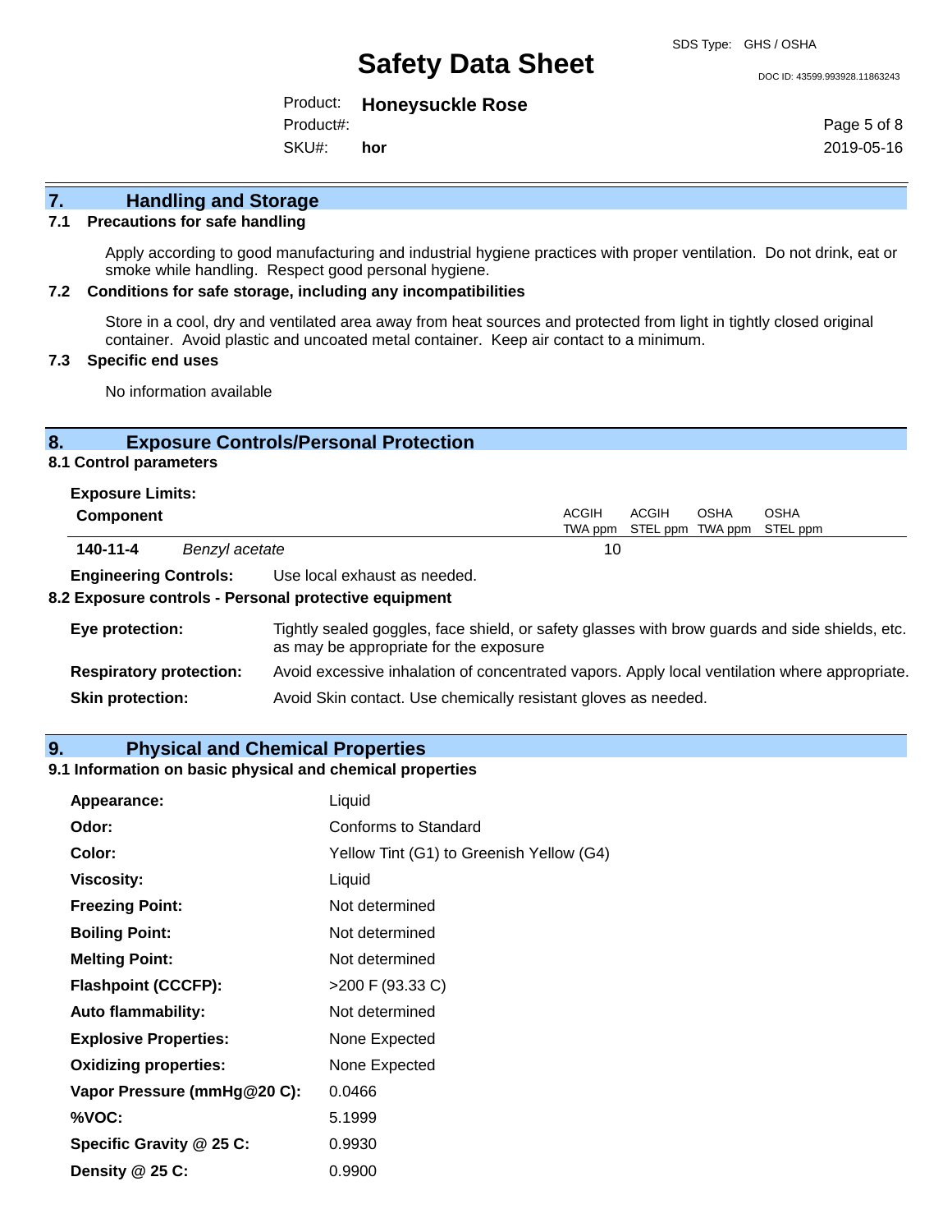## 7. Handling and Storage

### 7.1 Precautions for safe handling

Apply according to good manufacturing and industrial hygiene practices with proper ventilation. Do not drink, eat or smoke while handling. Respect good personal hygiene.

### 7.2 Conditions for safe storage, including any incompatibilities

Store in a cool, dry and ventilated area away from heat sources and protected from light in tightly closed original container. Avoid plastic and uncoated metal container. Keep air contact to a minimum.

### 7.3 Specific end uses

No information available

## 8. Exposure Controls/Personal Protection

### 8.1 Control parameters

**Exposure Limits:**

| Component | | ACGIH TWA ppm | ACGIH STEL ppm | OSHA TWA ppm | OSHA STEL ppm |
|---|---|---|---|---|---|
| **140-11-4** | *Benzyl acetate* | 10 | | | |

**Engineering Controls:** Use local exhaust as needed.

### 8.2 Exposure controls - Personal protective equipment

**Eye protection:** Tightly sealed goggles, face shield, or safety glasses with brow guards and side shields, etc. as may be appropriate for the exposure

**Respiratory protection:** Avoid excessive inhalation of concentrated vapors. Apply local ventilation where appropriate.

**Skin protection:** Avoid Skin contact. Use chemically resistant gloves as needed.

## 9. Physical and Chemical Properties

### 9.1 Information on basic physical and chemical properties

**Appearance:** Liquid

**Odor:** Conforms to Standard

**Color:** Yellow Tint (G1) to Greenish Yellow (G4)

**Viscosity:** Liquid

**Freezing Point:** Not determined

**Boiling Point:** Not determined

**Melting Point:** Not determined

**Flashpoint (CCCFP):** >200 F (93.33 C)

**Auto flammability:** Not determined

**Explosive Properties:** None Expected

**Oxidizing properties:** None Expected

**Vapor Pressure (mmHg@20 C):** 0.0466

**%VOC:** 5.1999

**Specific Gravity @ 25 C:** 0.9930

**Density @ 25 C:** 0.9900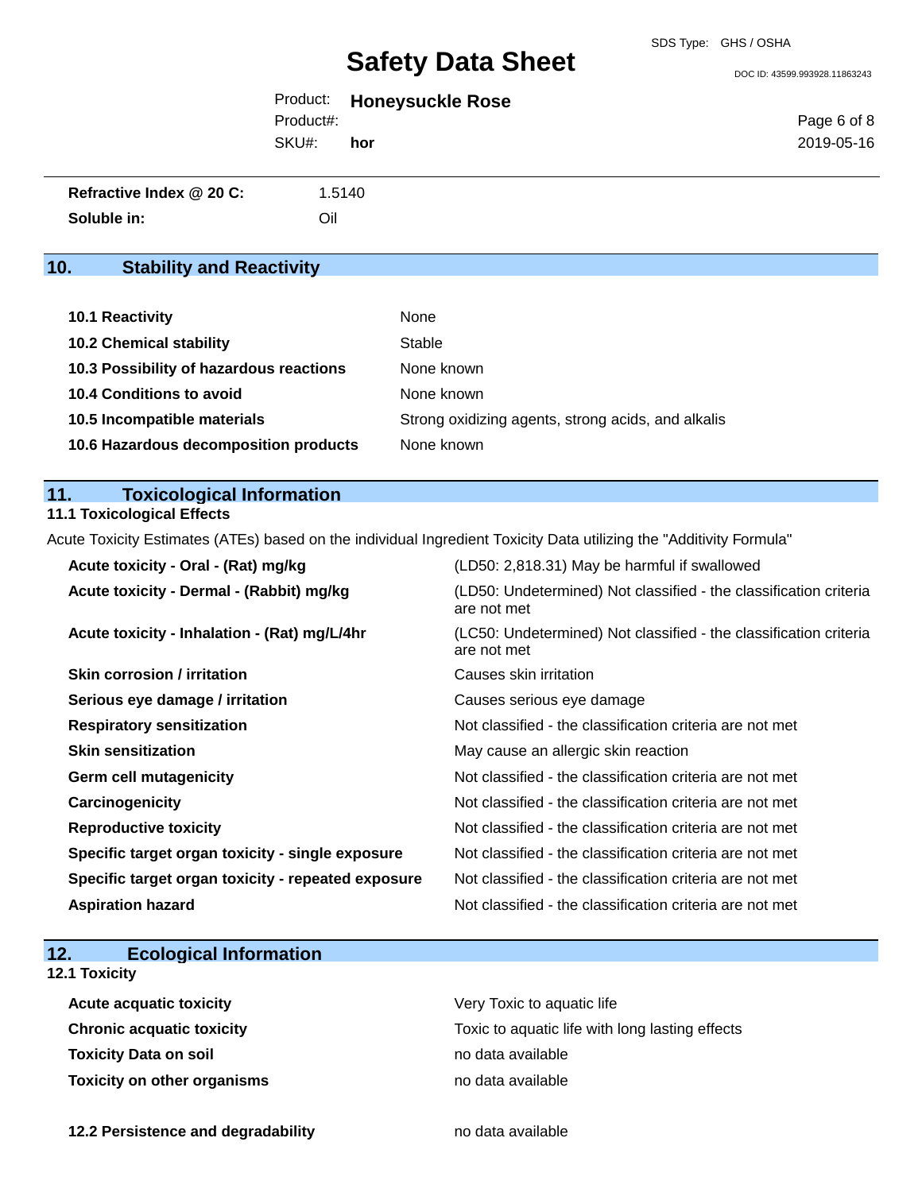| | |
|---|---|
| **Refractive Index @ 20 C:** | 1.5140 |
| **Soluble in:** | Oil |

## 10. Stability and Reactivity

| | |
|---|---|
| **10.1 Reactivity** | None |
| **10.2 Chemical stability** | Stable |
| **10.3 Possibility of hazardous reactions** | None known |
| **10.4 Conditions to avoid** | None known |
| **10.5 Incompatible materials** | Strong oxidizing agents, strong acids, and alkalis |
| **10.6 Hazardous decomposition products** | None known |

## 11. Toxicological Information

### 11.1 Toxicological Effects

Acute Toxicity Estimates (ATEs) based on the individual Ingredient Toxicity Data utilizing the "Additivity Formula"

| | |
|---|---|
| **Acute toxicity - Oral - (Rat) mg/kg** | (LD50: 2,818.31) May be harmful if swallowed |
| **Acute toxicity - Dermal - (Rabbit) mg/kg** | (LD50: Undetermined) Not classified - the classification criteria are not met |
| **Acute toxicity - Inhalation - (Rat) mg/L/4hr** | (LC50: Undetermined) Not classified - the classification criteria are not met |
| **Skin corrosion / irritation** | Causes skin irritation |
| **Serious eye damage / irritation** | Causes serious eye damage |
| **Respiratory sensitization** | Not classified - the classification criteria are not met |
| **Skin sensitization** | May cause an allergic skin reaction |
| **Germ cell mutagenicity** | Not classified - the classification criteria are not met |
| **Carcinogenicity** | Not classified - the classification criteria are not met |
| **Reproductive toxicity** | Not classified - the classification criteria are not met |
| **Specific target organ toxicity - single exposure** | Not classified - the classification criteria are not met |
| **Specific target organ toxicity - repeated exposure** | Not classified - the classification criteria are not met |
| **Aspiration hazard** | Not classified - the classification criteria are not met |

## 12. Ecological Information

### 12.1 Toxicity

| | |
|---|---|
| **Acute acquatic toxicity** | Very Toxic to aquatic life |
| **Chronic acquatic toxicity** | Toxic to aquatic life with long lasting effects |
| **Toxicity Data on soil** | no data available |
| **Toxicity on other organisms** | no data available |

| | |
|---|---|
| **12.2 Persistence and degradability** | no data available |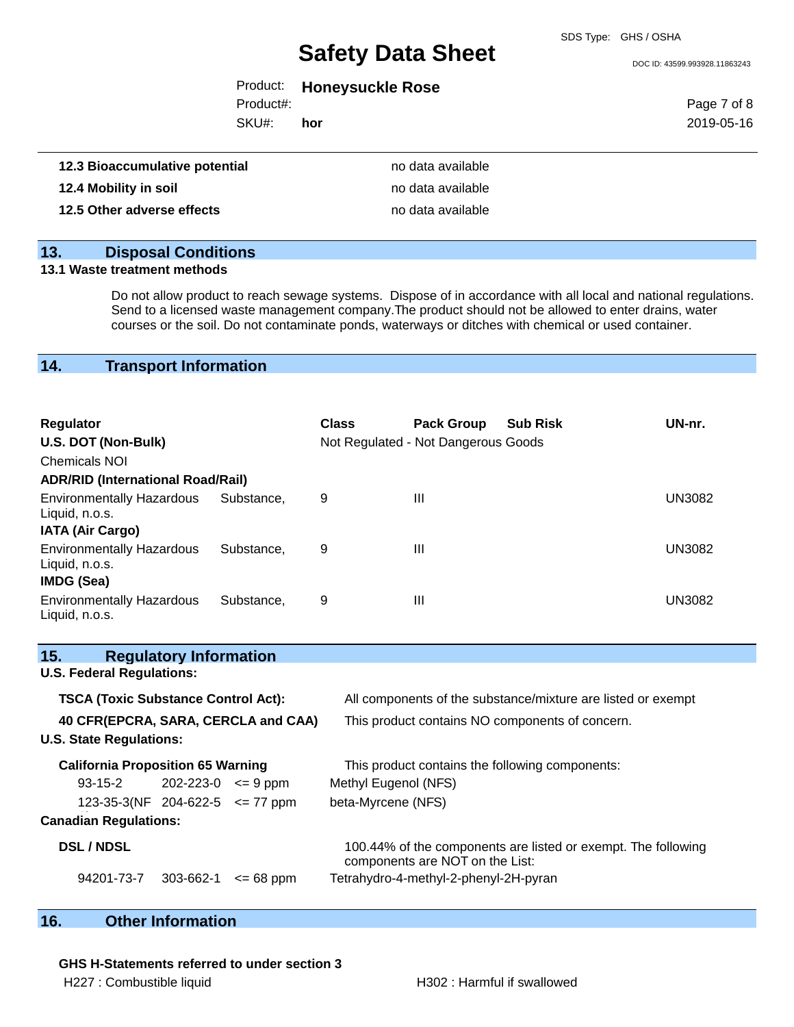| | |
|---|---|
| **12.3 Bioaccumulative potential** | no data available |
| **12.4 Mobility in soil** | no data available |
| **12.5 Other adverse effects** | no data available |

## 13. Disposal Conditions

**13.1 Waste treatment methods**

Do not allow product to reach sewage systems. Dispose of in accordance with all local and national regulations. Send to a licensed waste management company.The product should not be allowed to enter drains, water courses or the soil. Do not contaminate ponds, waterways or ditches with chemical or used container.

## 14. Transport Information

| Regulator | Class | Pack Group | Sub Risk | UN-nr. |
|---|---|---|---|---|
| **U.S. DOT (Non-Bulk)** | Not Regulated - Not Dangerous Goods | | | |
| Chemicals NOI | | | | |
| **ADR/RID (International Road/Rail)** | | | | |
| Environmentally Hazardous Substance, Liquid, n.o.s. | 9 | III | | UN3082 |
| **IATA (Air Cargo)** | | | | |
| Environmentally Hazardous Substance, Liquid, n.o.s. | 9 | III | | UN3082 |
| **IMDG (Sea)** | | | | |
| Environmentally Hazardous Substance, Liquid, n.o.s. | 9 | III | | UN3082 |

## 15. Regulatory Information

**U.S. Federal Regulations:**

| | |
|---|---|
| **TSCA (Toxic Substance Control Act):** | All components of the substance/mixture are listed or exempt |
| **40 CFR(EPCRA, SARA, CERCLA and CAA)** | This product contains NO components of concern. |

**U.S. State Regulations:**

**California Proposition 65 Warning** — This product contains the following components:

| | | | |
|---|---|---|---|
| 93-15-2 | 202-223-0 | <= 9 ppm | Methyl Eugenol (NFS) |
| 123-35-3(NF | 204-622-5 | <= 77 ppm | beta-Myrcene (NFS) |

**Canadian Regulations:**

**DSL / NDSL** — 100.44% of the components are listed or exempt. The following components are NOT on the List:

| | | | |
|---|---|---|---|
| 94201-73-7 | 303-662-1 | <= 68 ppm | Tetrahydro-4-methyl-2-phenyl-2H-pyran |

## 16. Other Information

**GHS H-Statements referred to under section 3**

H227 : Combustible liquid

H302 : Harmful if swallowed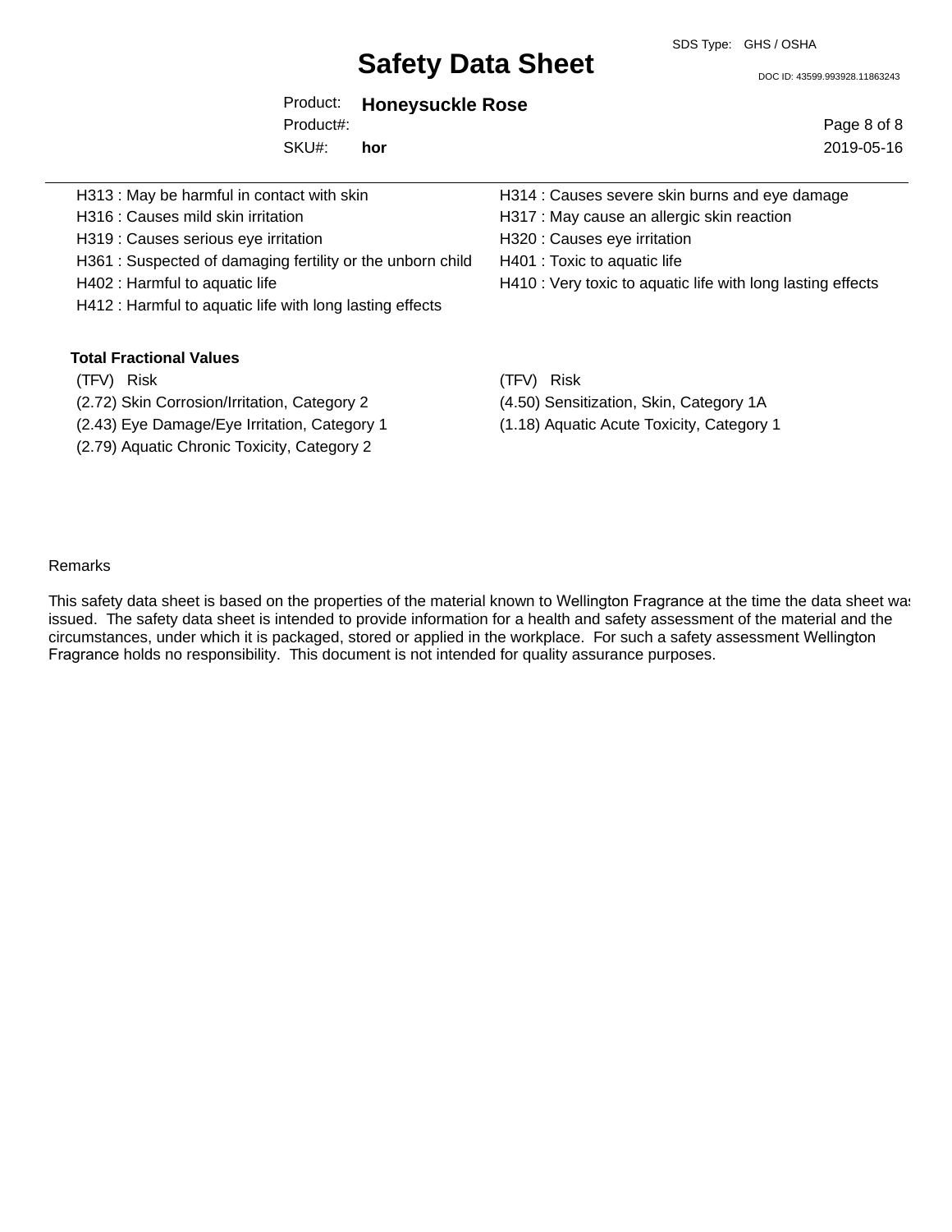H313 : May be harmful in contact with skin
H316 : Causes mild skin irritation
H319 : Causes serious eye irritation
H361 : Suspected of damaging fertility or the unborn child
H402 : Harmful to aquatic life
H412 : Harmful to aquatic life with long lasting effects
H314 : Causes severe skin burns and eye damage
H317 : May cause an allergic skin reaction
H320 : Causes eye irritation
H401 : Toxic to aquatic life
H410 : Very toxic to aquatic life with long lasting effects

**Total Fractional Values**

(TFV) Risk
(2.72) Skin Corrosion/Irritation, Category 2
(2.43) Eye Damage/Eye Irritation, Category 1
(2.79) Aquatic Chronic Toxicity, Category 2

(TFV) Risk
(4.50) Sensitization, Skin, Category 1A
(1.18) Aquatic Acute Toxicity, Category 1

Remarks

This safety data sheet is based on the properties of the material known to Wellington Fragrance at the time the data sheet was issued. The safety data sheet is intended to provide information for a health and safety assessment of the material and the circumstances, under which it is packaged, stored or applied in the workplace. For such a safety assessment Wellington Fragrance holds no responsibility. This document is not intended for quality assurance purposes.